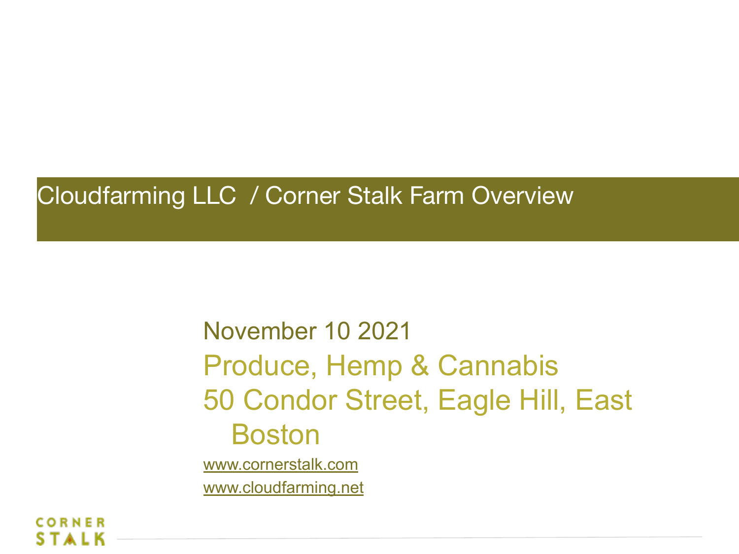# Cloudfarming LLC / Corner Stalk Farm Overview

November 10 2021

Produce, Hemp & Cannabis

50 Condor Street, Eagle Hill, East Boston

www.cornerstalk.com

www.cloudfarming.net

CORNER STALK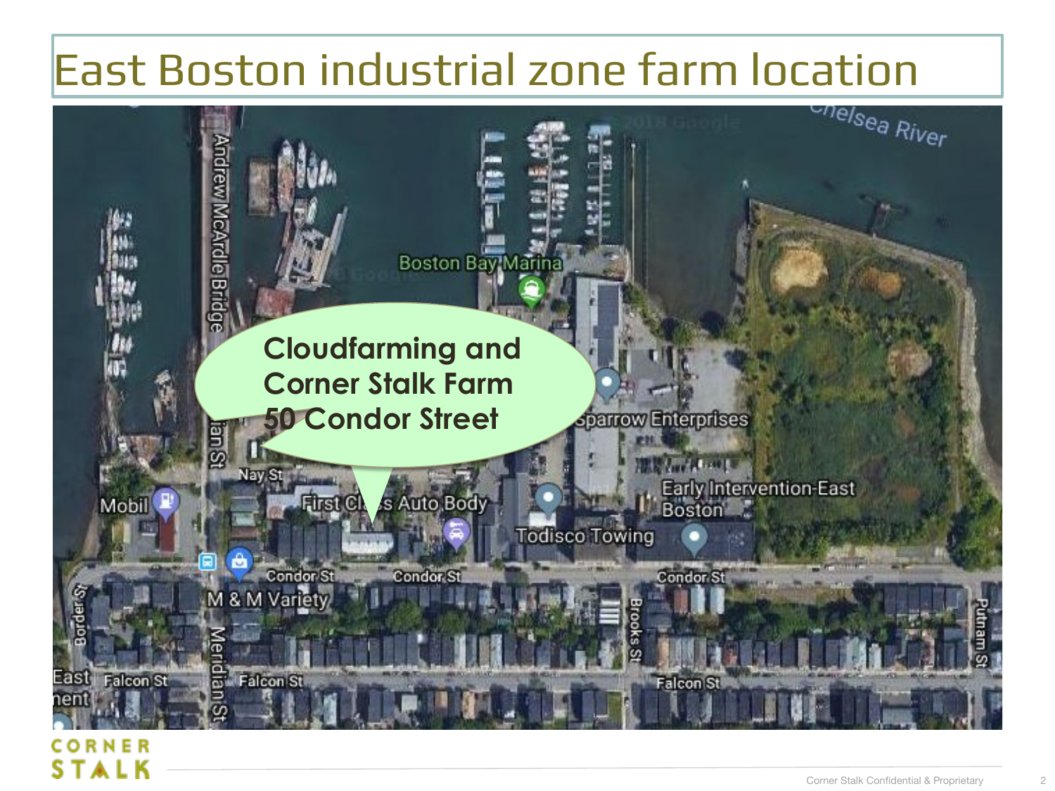# East Boston industrial zone farm location

**Cloudfarming and Corner Stalk Farm 50 Condor Street**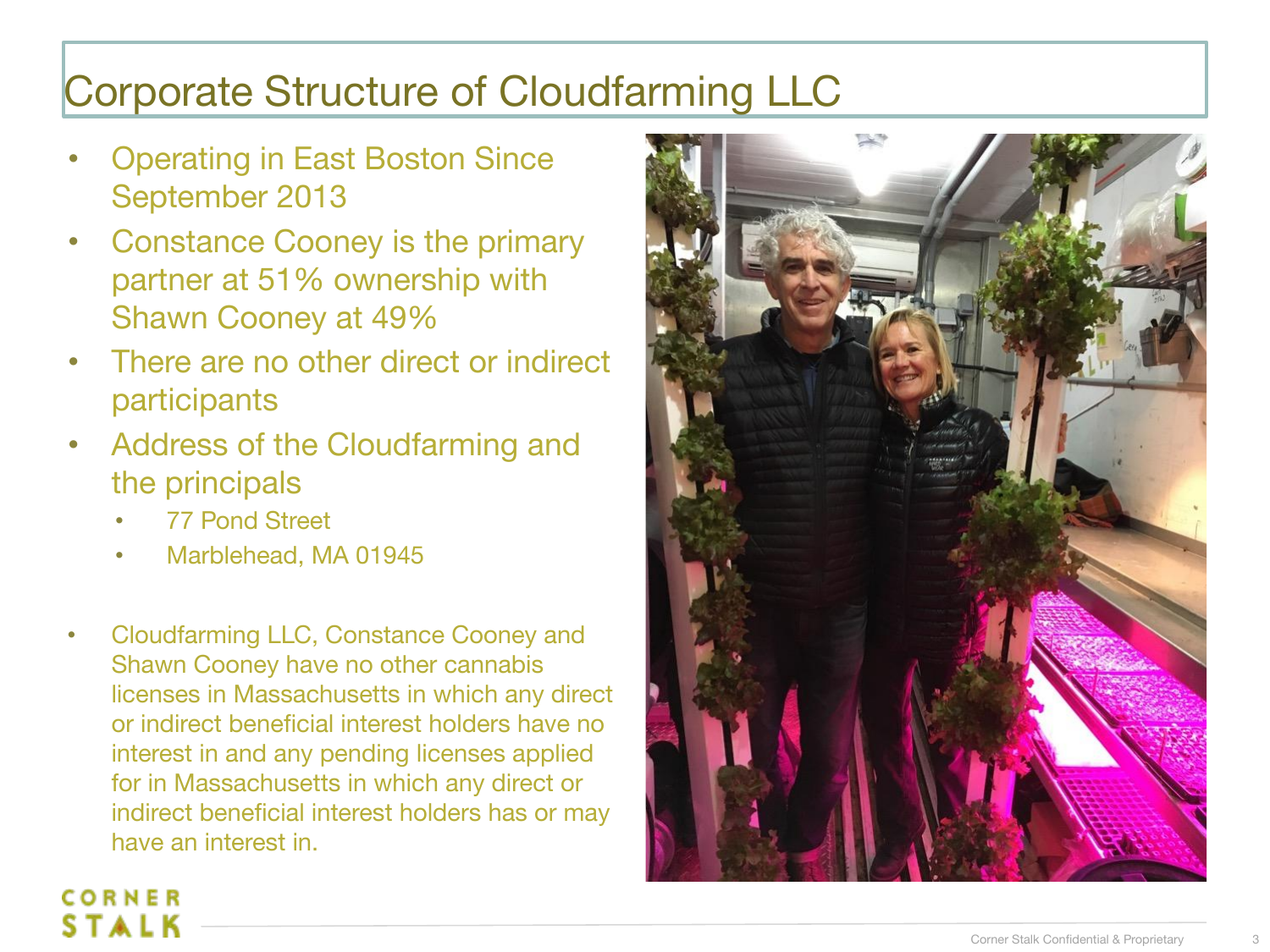# Corporate Structure of Cloudfarming LLC

- Operating in East Boston Since September 2013
- Constance Cooney is the primary partner at 51% ownership with Shawn Cooney at 49%
- There are no other direct or indirect participants
- Address of the Cloudfarming and the principals
  - 77 Pond Street
  - Marblehead, MA 01945

- Cloudfarming LLC, Constance Cooney and Shawn Cooney have no other cannabis licenses in Massachusetts in which any direct or indirect beneficial interest holders have no interest in and any pending licenses applied for in Massachusetts in which any direct or indirect beneficial interest holders has or may have an interest in.

CORNER STALK

Corner Stalk Confidential & Proprietary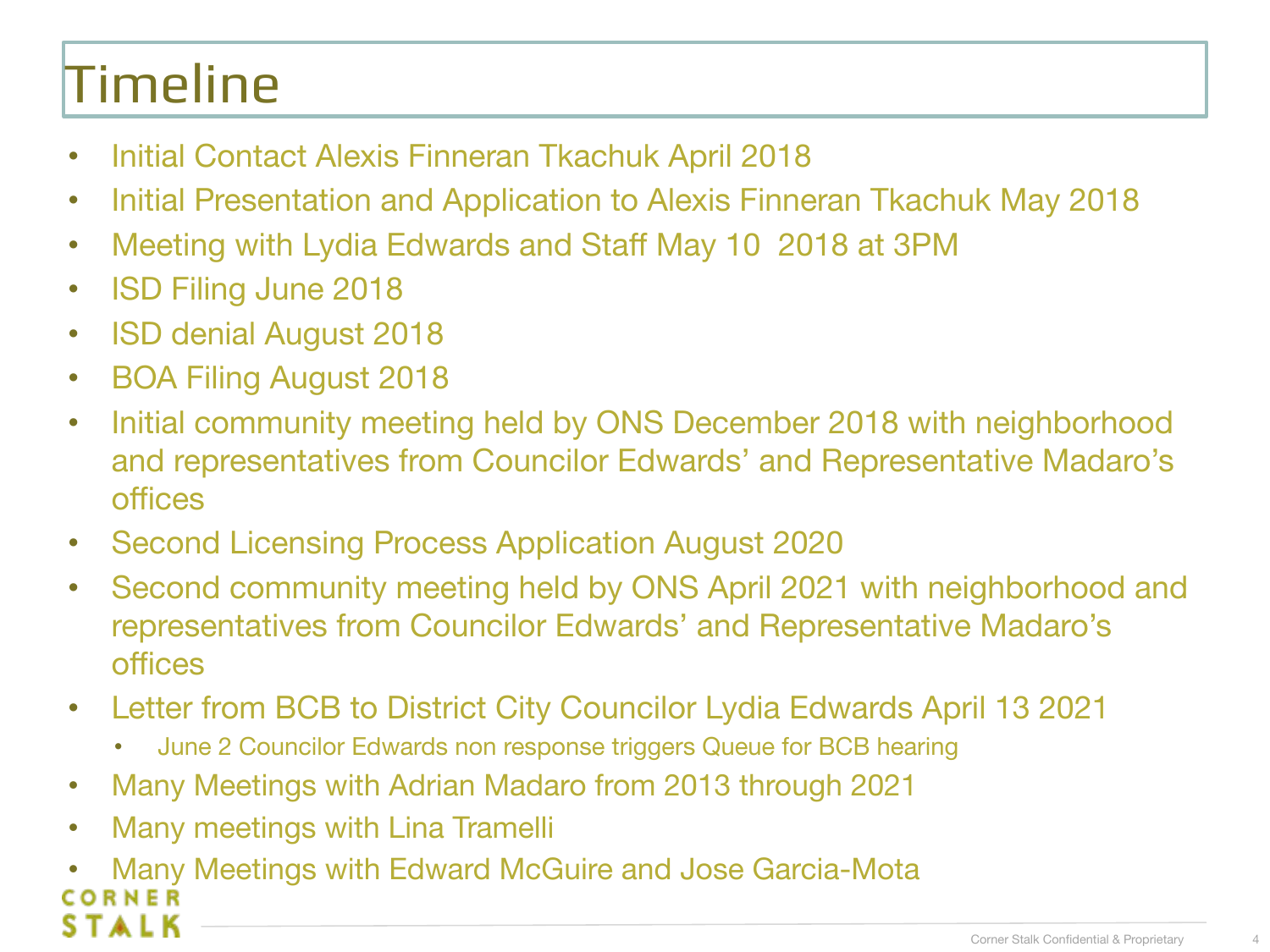# Timeline

- Initial Contact Alexis Finneran Tkachuk April 2018
- Initial Presentation and Application to Alexis Finneran Tkachuk May 2018
- Meeting with Lydia Edwards and Staff May 10  2018 at 3PM
- ISD Filing June 2018
- ISD denial August 2018
- BOA Filing August 2018
- Initial community meeting held by ONS December 2018 with neighborhood and representatives from Councilor Edwards' and Representative Madaro's offices
- Second Licensing Process Application August 2020
- Second community meeting held by ONS April 2021 with neighborhood and representatives from Councilor Edwards' and Representative Madaro's offices
- Letter from BCB to District City Councilor Lydia Edwards April 13 2021
  - June 2 Councilor Edwards non response triggers Queue for BCB hearing
- Many Meetings with Adrian Madaro from 2013 through 2021
- Many meetings with Lina Tramelli
- Many Meetings with Edward McGuire and Jose Garcia-Mota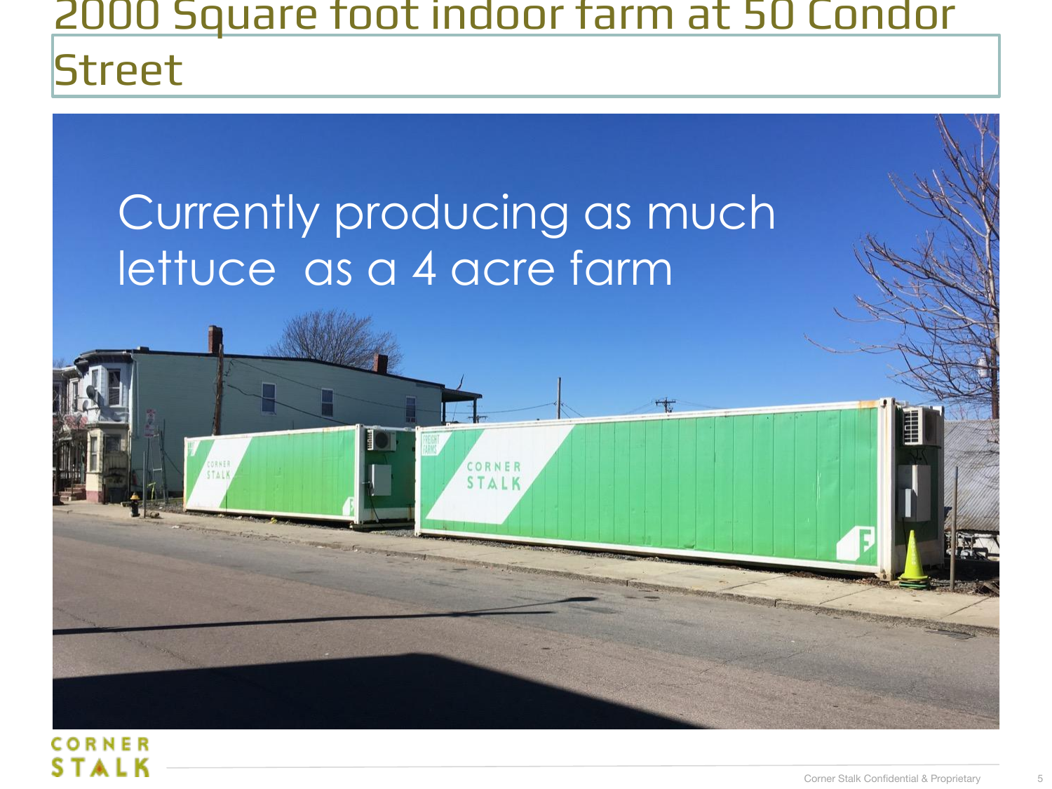# 2000 Square foot indoor farm at 50 Condor Street

Currently producing as much lettuce as a 4 acre farm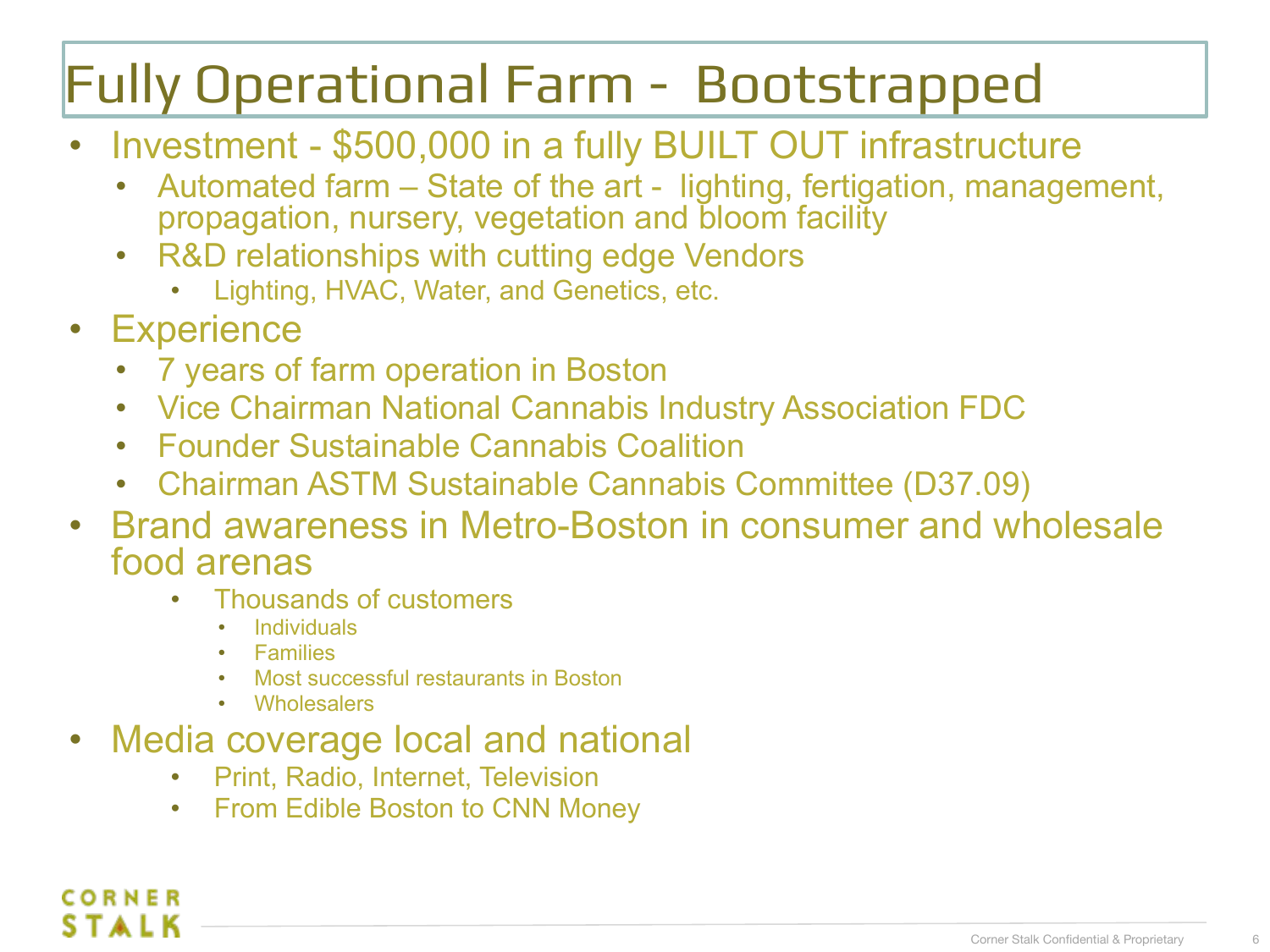# Fully Operational Farm - Bootstrapped

- Investment - $500,000 in a fully BUILT OUT infrastructure
  - Automated farm – State of the art - lighting, fertigation, management, propagation, nursery, vegetation and bloom facility
  - R&D relationships with cutting edge Vendors
    - Lighting, HVAC, Water, and Genetics, etc.
- Experience
  - 7 years of farm operation in Boston
  - Vice Chairman National Cannabis Industry Association FDC
  - Founder Sustainable Cannabis Coalition
  - Chairman ASTM Sustainable Cannabis Committee (D37.09)
- Brand awareness in Metro-Boston in consumer and wholesale food arenas
  - Thousands of customers
    - Individuals
    - Families
    - Most successful restaurants in Boston
    - Wholesalers
- Media coverage local and national
  - Print, Radio, Internet, Television
  - From Edible Boston to CNN Money

CORNER STALK

Corner Stalk Confidential & Proprietary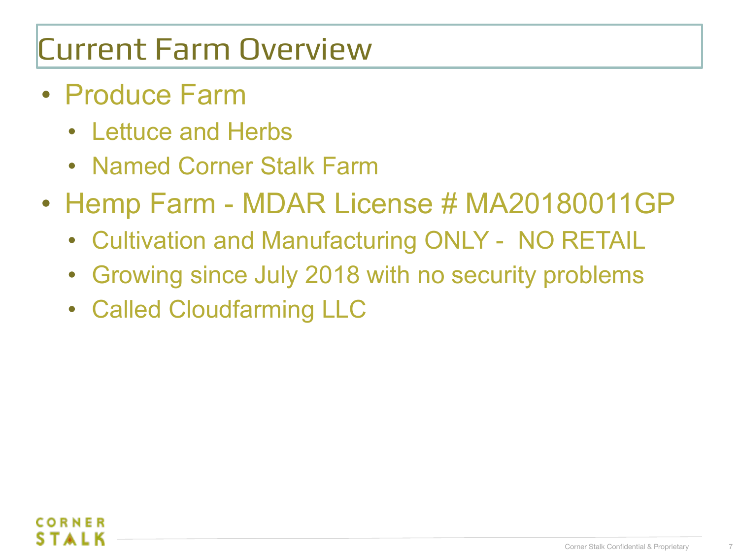# Current Farm Overview

- Produce Farm
  - Lettuce and Herbs
  - Named Corner Stalk Farm
- Hemp Farm - MDAR License # MA20180011GP
  - Cultivation and Manufacturing ONLY - NO RETAIL
  - Growing since July 2018 with no security problems
  - Called Cloudfarming LLC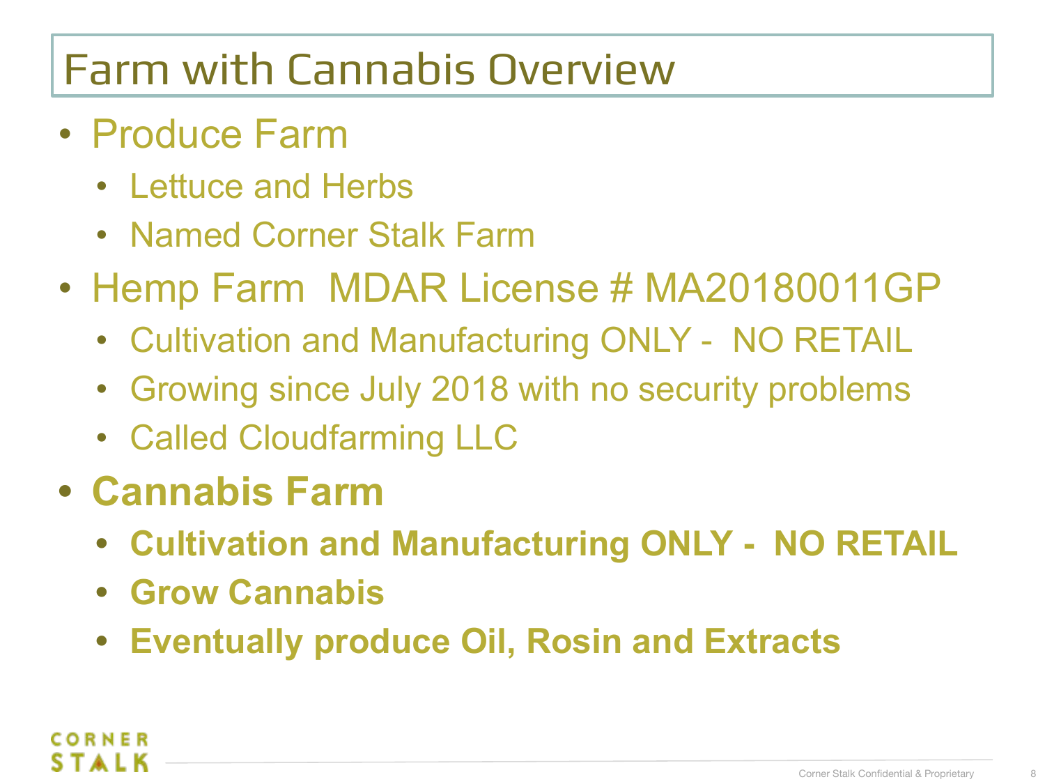# Farm with Cannabis Overview

- Produce Farm
  - Lettuce and Herbs
  - Named Corner Stalk Farm
- Hemp Farm MDAR License # MA20180011GP
  - Cultivation and Manufacturing ONLY - NO RETAIL
  - Growing since July 2018 with no security problems
  - Called Cloudfarming LLC
- **Cannabis Farm**
  - **Cultivation and Manufacturing ONLY - NO RETAIL**
  - **Grow Cannabis**
  - **Eventually produce Oil, Rosin and Extracts**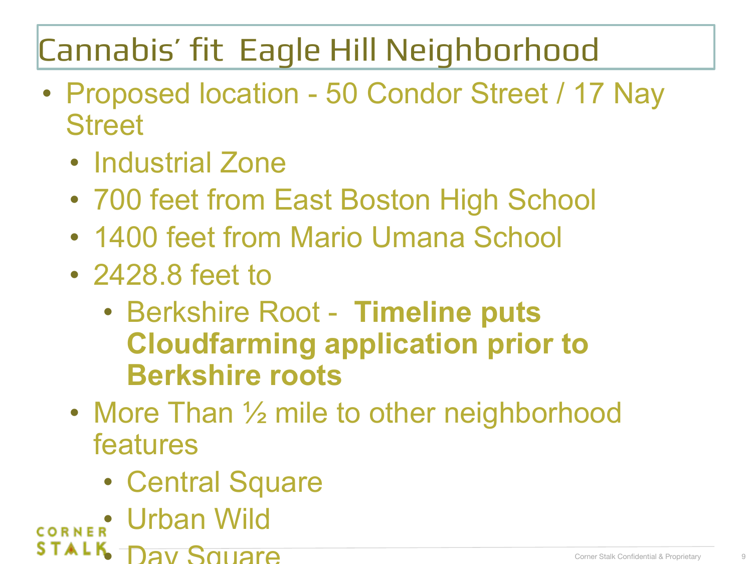# Cannabis' fit Eagle Hill Neighborhood

- Proposed location - 50 Condor Street / 17 Nay Street
  - Industrial Zone
  - 700 feet from East Boston High School
  - 1400 feet from Mario Umana School
  - 2428.8 feet to
    - Berkshire Root - **Timeline puts Cloudfarming application prior to Berkshire roots**
  - More Than ½ mile to other neighborhood features
    - Central Square
    - Urban Wild
    - Day Square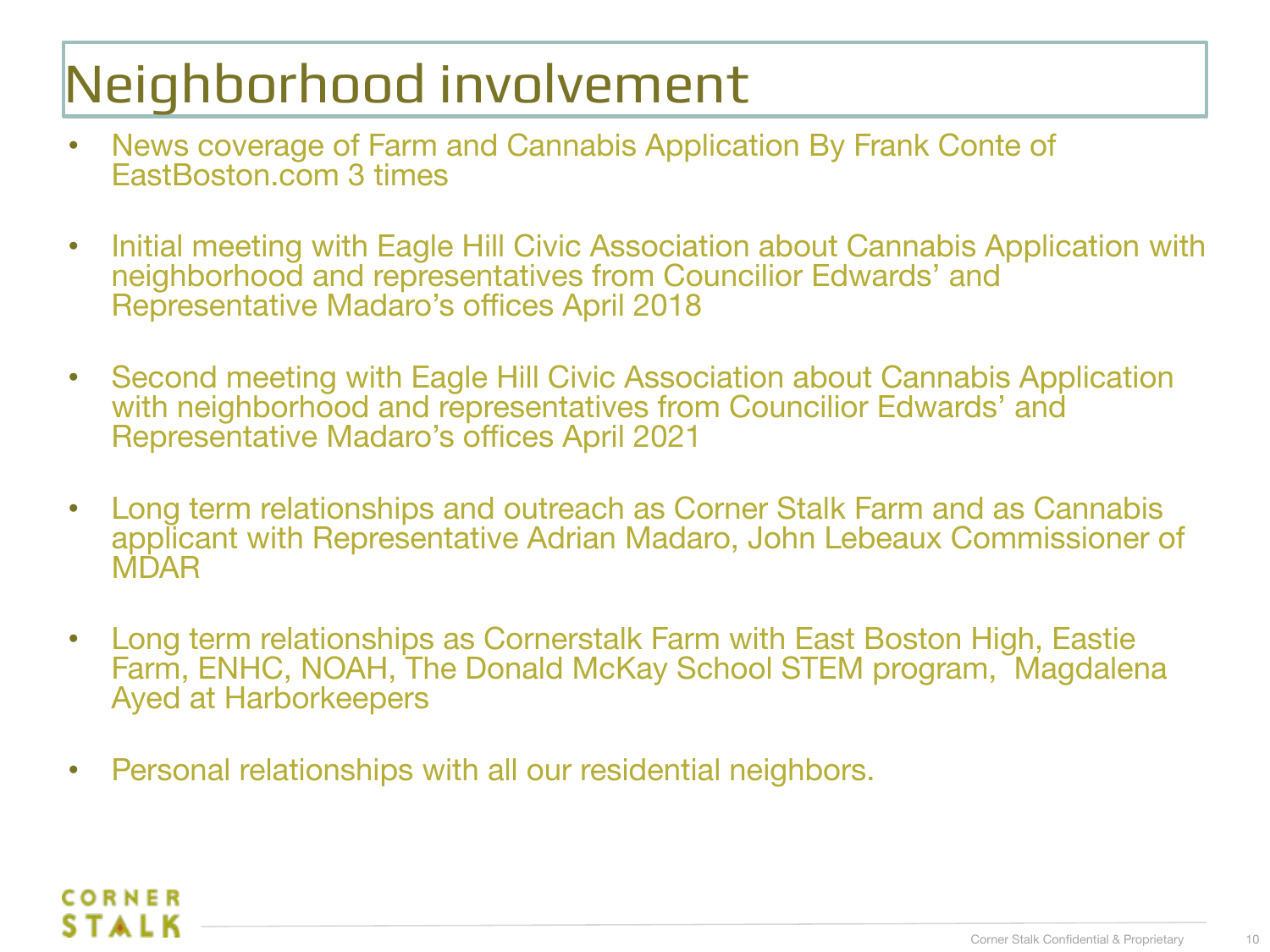# Neighborhood involvement

- News coverage of Farm and Cannabis Application By Frank Conte of EastBoston.com 3 times
- Initial meeting with Eagle Hill Civic Association about Cannabis Application with neighborhood and representatives from Councilior Edwards' and Representative Madaro's offices April 2018
- Second meeting with Eagle Hill Civic Association about Cannabis Application with neighborhood and representatives from Councilior Edwards' and Representative Madaro's offices April 2021
- Long term relationships and outreach as Corner Stalk Farm and as Cannabis applicant with Representative Adrian Madaro, John Lebeaux Commissioner of MDAR
- Long term relationships as Cornerstalk Farm with East Boston High, Eastie Farm, ENHC, NOAH, The Donald McKay School STEM program, Magdalena Ayed at Harborkeepers
- Personal relationships with all our residential neighbors.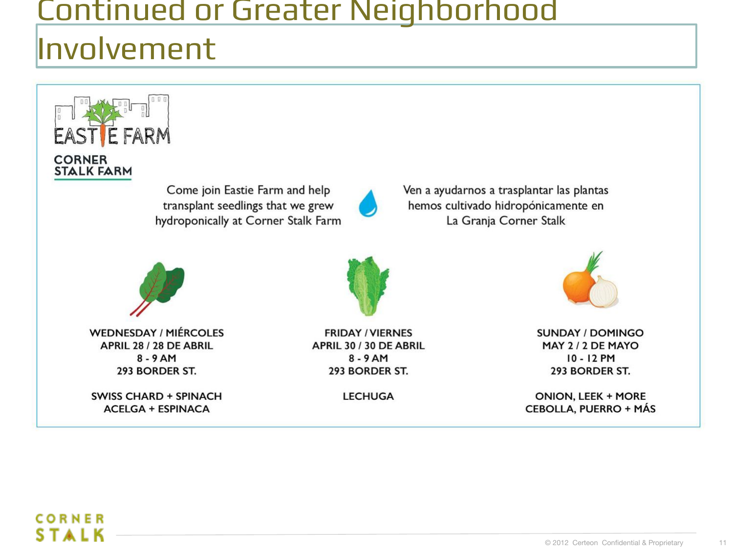# Continued or Greater Neighborhood Involvement

EASTIE FARM

CORNER STALK FARM

Come join Eastie Farm and help transplant seedlings that we grew hydroponically at Corner Stalk Farm

Ven a ayudarnos a trasplantar las plantas hemos cultivado hidropónicamente en La Granja Corner Stalk

WEDNESDAY / MIÉRCOLES
APRIL 28 / 28 DE ABRIL
8 - 9 AM
293 BORDER ST.

SWISS CHARD + SPINACH
ACELGA + ESPINACA

FRIDAY / VIERNES
APRIL 30 / 30 DE ABRIL
8 - 9 AM
293 BORDER ST.

LECHUGA

SUNDAY / DOMINGO
MAY 2 / 2 DE MAYO
10 - 12 PM
293 BORDER ST.

ONION, LEEK + MORE
CEBOLLA, PUERRO + MÁS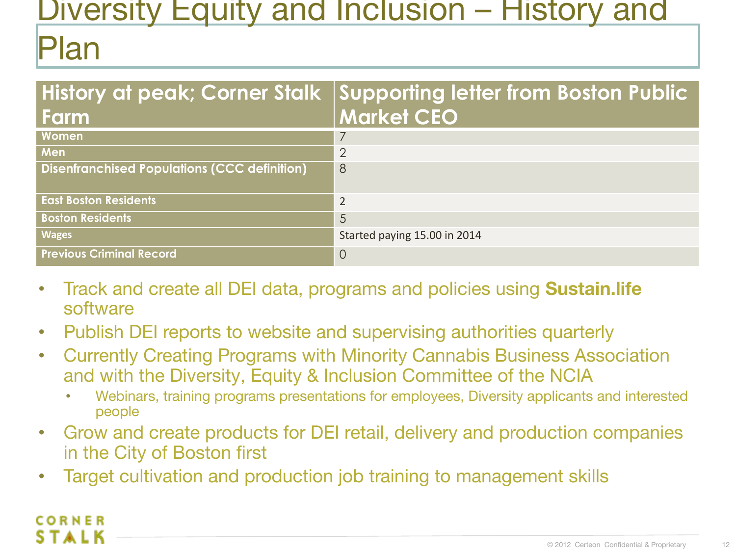# Diversity Equity and Inclusion – History and Plan

| History at peak; Corner Stalk Farm | Supporting letter from Boston Public Market CEO |
|---|---|
| Women | 7 |
| Men | 2 |
| Disenfranchised Populations (CCC definition) | 8 |
| East Boston Residents | 2 |
| Boston Residents | 5 |
| Wages | Started paying 15.00 in 2014 |
| Previous Criminal Record | 0 |

- Track and create all DEI data, programs and policies using **Sustain.life** software
- Publish DEI reports to website and supervising authorities quarterly
- Currently Creating Programs with Minority Cannabis Business Association and with the Diversity, Equity & Inclusion Committee of the NCIA
  - Webinars, training programs presentations for employees, Diversity applicants and interested people
- Grow and create products for DEI retail, delivery and production companies in the City of Boston first
- Target cultivation and production job training to management skills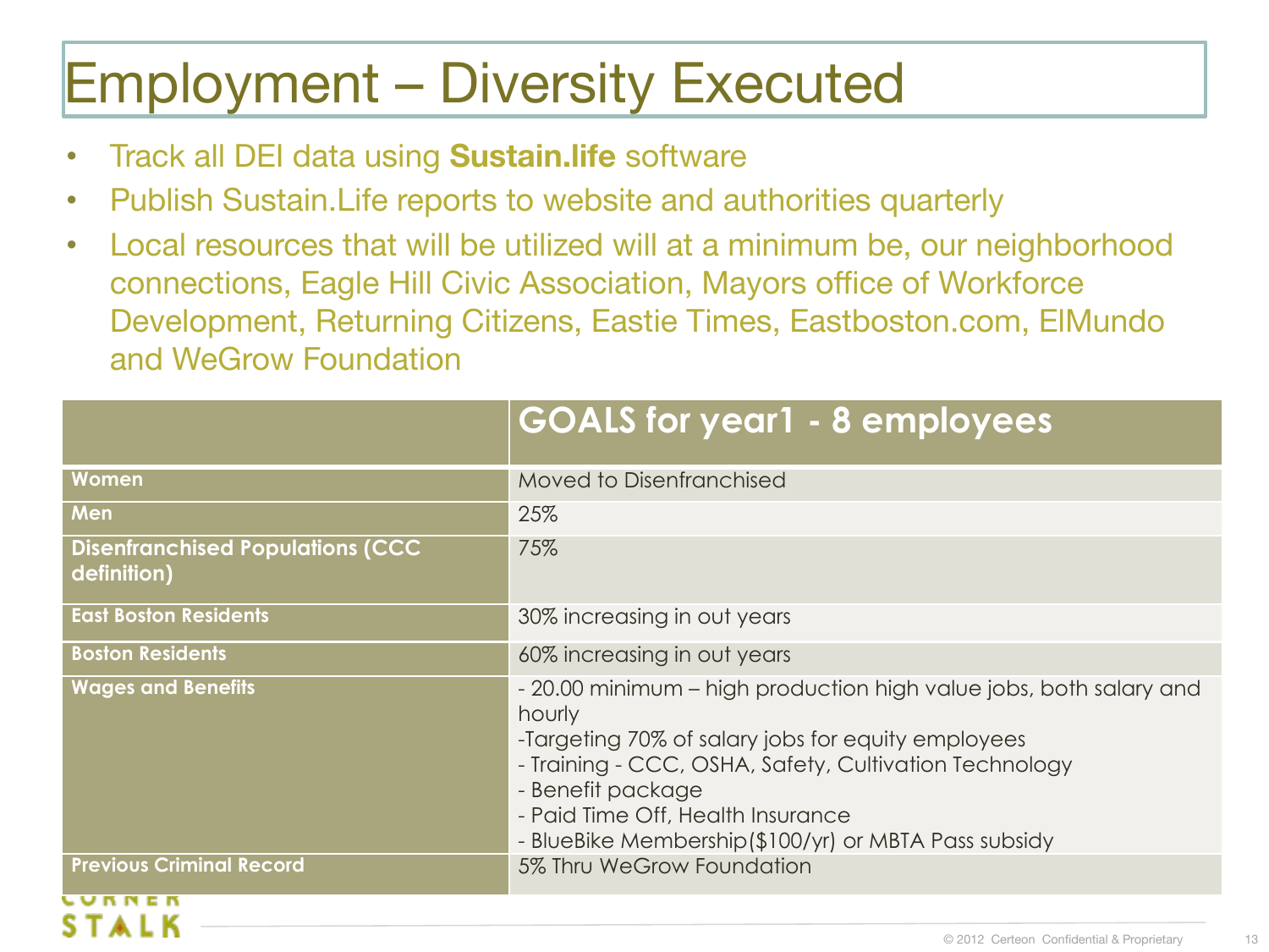# Employment – Diversity Executed

- Track all DEI data using **Sustain.life** software
- Publish Sustain.Life reports to website and authorities quarterly
- Local resources that will be utilized will at a minimum be, our neighborhood connections, Eagle Hill Civic Association, Mayors office of Workforce Development, Returning Citizens, Eastie Times, Eastboston.com, ElMundo and WeGrow Foundation

| | GOALS for year1 - 8 employees |
|---|---|
| **Women** | Moved to Disenfranchised |
| **Men** | 25% |
| **Disenfranchised Populations (CCC definition)** | 75% |
| **East Boston Residents** | 30% increasing in out years |
| **Boston Residents** | 60% increasing in out years |
| **Wages and Benefits** | - 20.00 minimum – high production high value jobs, both salary and hourly<br>-Targeting 70% of salary jobs for equity employees<br>- Training - CCC, OSHA, Safety, Cultivation Technology<br>- Benefit package<br>- Paid Time Off, Health Insurance<br>- BlueBike Membership($100/yr) or MBTA Pass subsidy |
| **Previous Criminal Record** | 5% Thru WeGrow Foundation |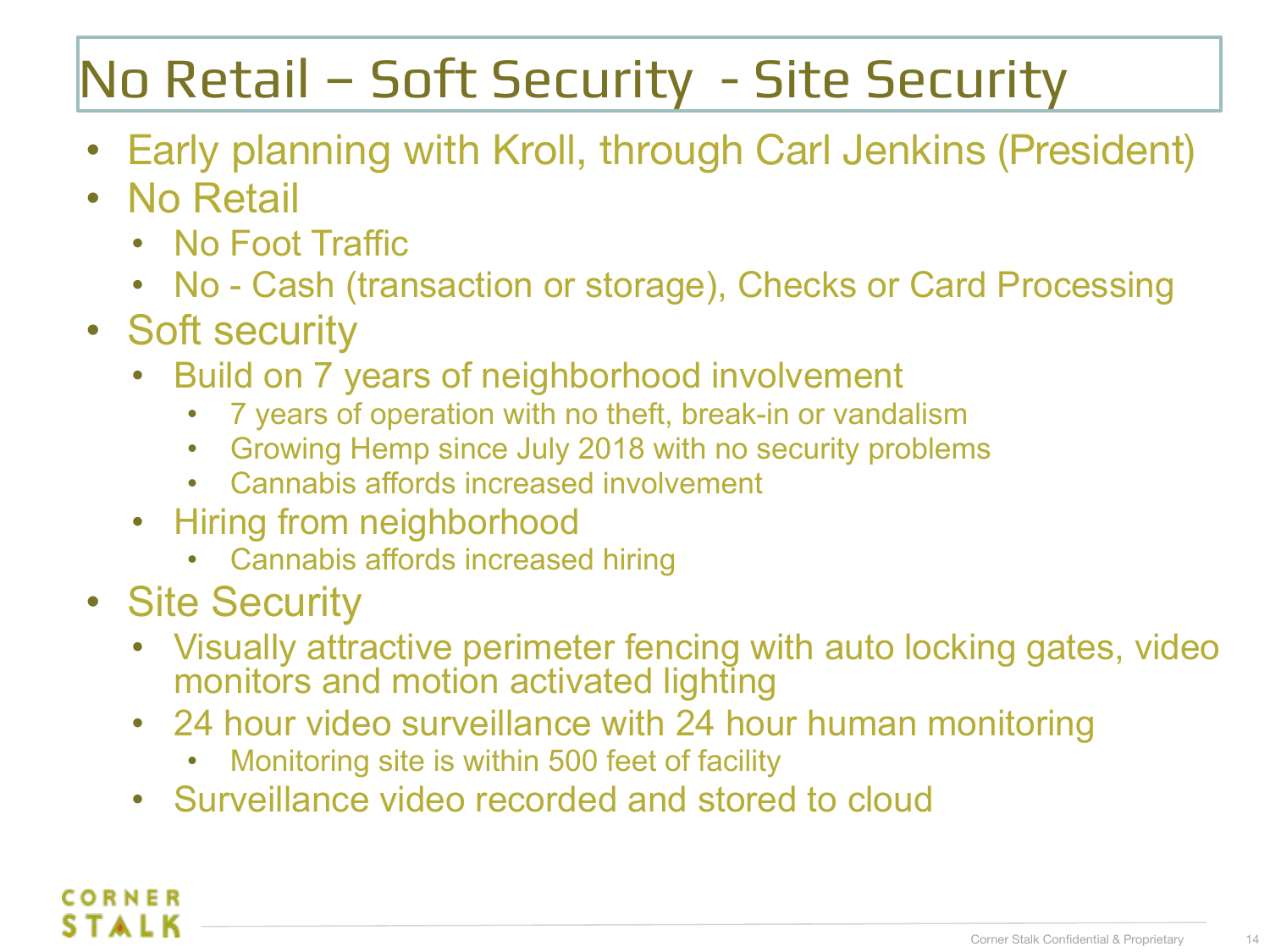# No Retail – Soft Security - Site Security

- Early planning with Kroll, through Carl Jenkins (President)
- No Retail
  - No Foot Traffic
  - No - Cash (transaction or storage), Checks or Card Processing
- Soft security
  - Build on 7 years of neighborhood involvement
    - 7 years of operation with no theft, break-in or vandalism
    - Growing Hemp since July 2018 with no security problems
    - Cannabis affords increased involvement
  - Hiring from neighborhood
    - Cannabis affords increased hiring
- Site Security
  - Visually attractive perimeter fencing with auto locking gates, video monitors and motion activated lighting
  - 24 hour video surveillance with 24 hour human monitoring
    - Monitoring site is within 500 feet of facility
  - Surveillance video recorded and stored to cloud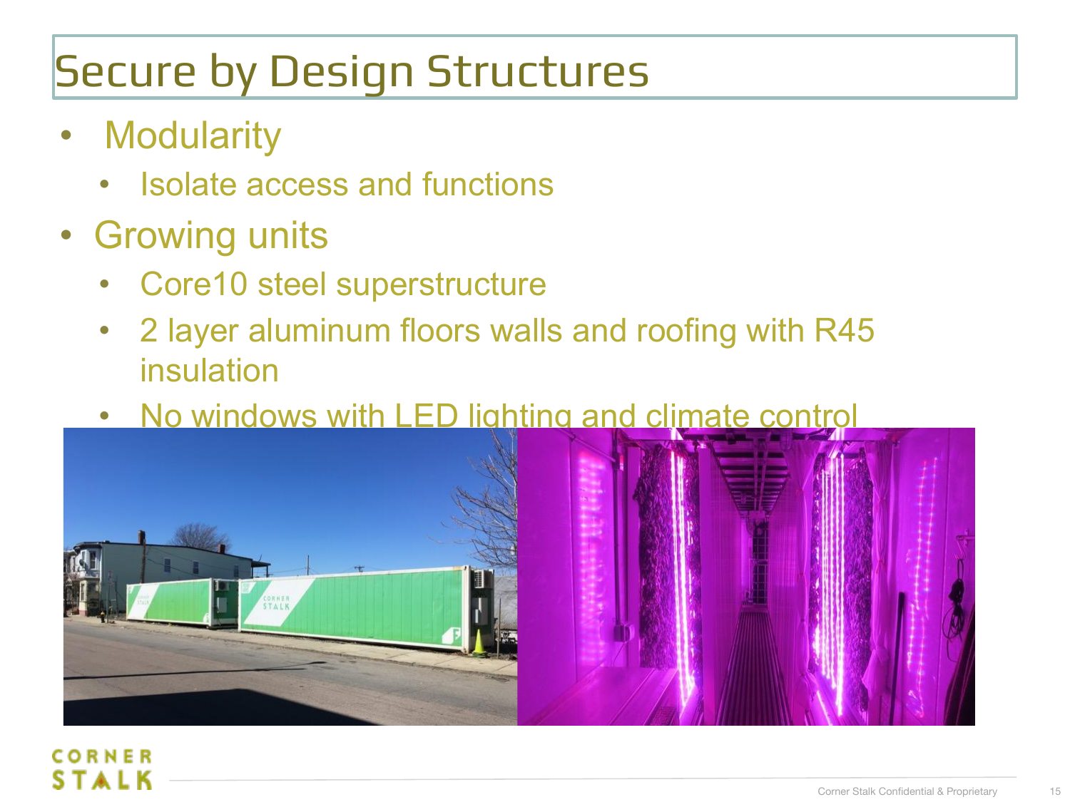# Secure by Design Structures

- Modularity
  - Isolate access and functions
- Growing units
  - Core10 steel superstructure
  - 2 layer aluminum floors walls and roofing with R45 insulation
  - No windows with LED lighting and climate control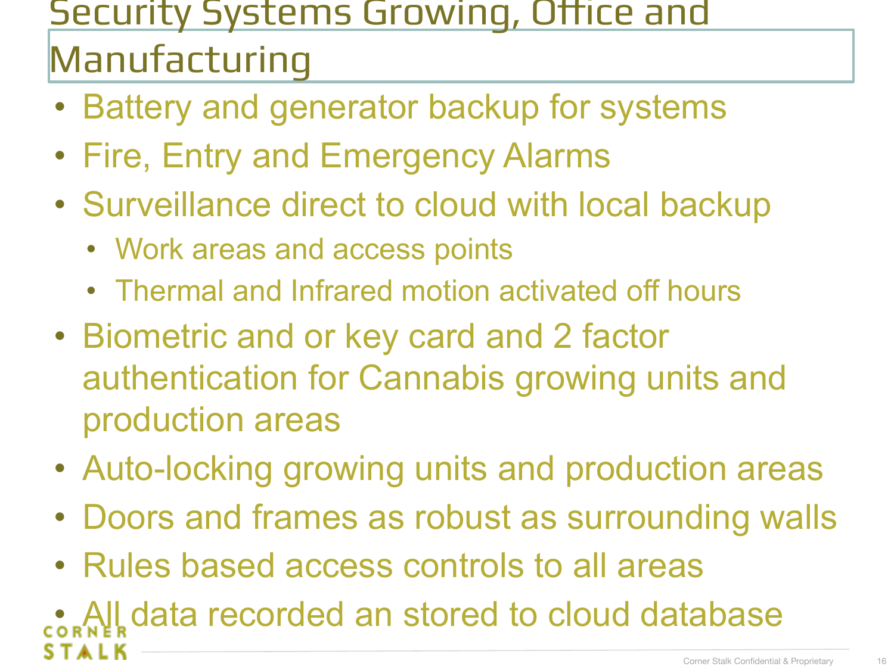# Security Systems Growing, Office and Manufacturing

- Battery and generator backup for systems
- Fire, Entry and Emergency Alarms
- Surveillance direct to cloud with local backup
  - Work areas and access points
  - Thermal and Infrared motion activated off hours
- Biometric and or key card and 2 factor authentication for Cannabis growing units and production areas
- Auto-locking growing units and production areas
- Doors and frames as robust as surrounding walls
- Rules based access controls to all areas
- All data recorded an stored to cloud database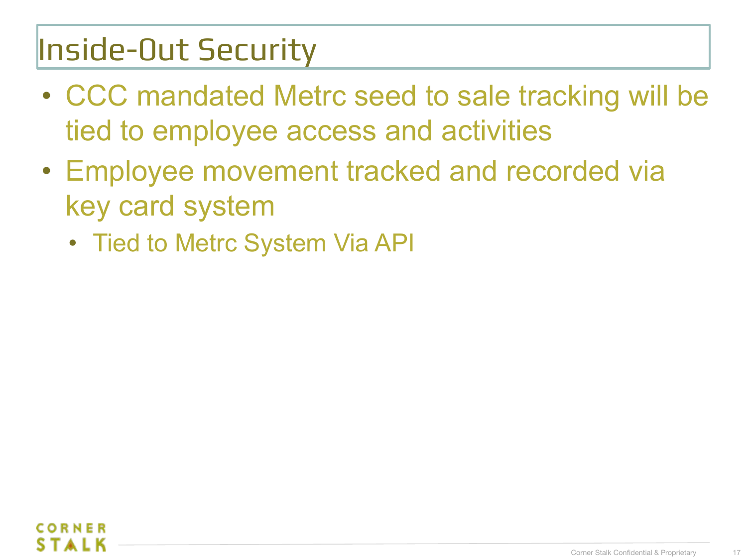# Inside-Out Security

- CCC mandated Metrc seed to sale tracking will be tied to employee access and activities
- Employee movement tracked and recorded via key card system
  - Tied to Metrc System Via API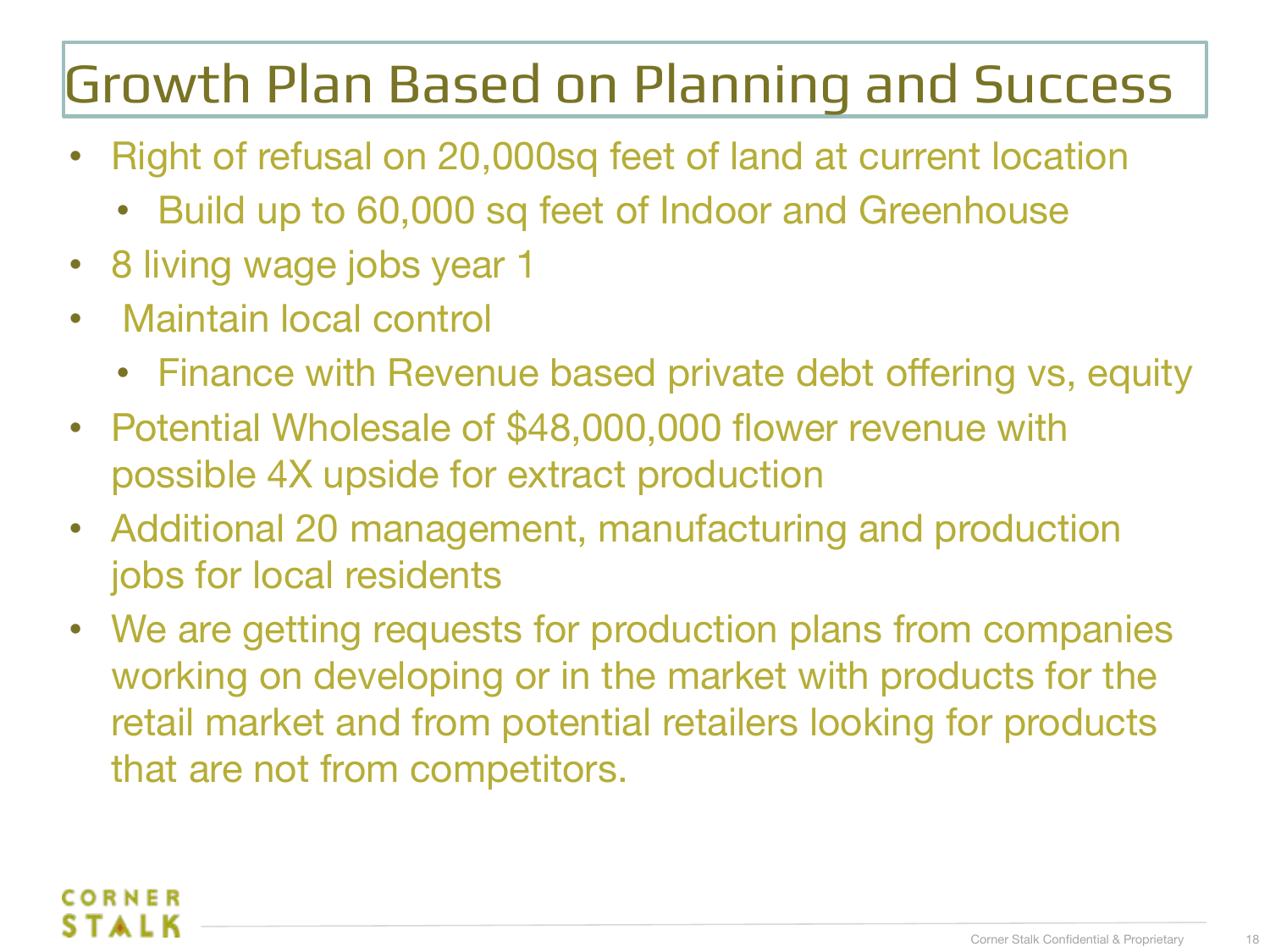# Growth Plan Based on Planning and Success

- Right of refusal on 20,000sq feet of land at current location
  - Build up to 60,000 sq feet of Indoor and Greenhouse
- 8 living wage jobs year 1
- Maintain local control
  - Finance with Revenue based private debt offering vs, equity
- Potential Wholesale of $48,000,000 flower revenue with possible 4X upside for extract production
- Additional 20 management, manufacturing and production jobs for local residents
- We are getting requests for production plans from companies working on developing or in the market with products for the retail market and from potential retailers looking for products that are not from competitors.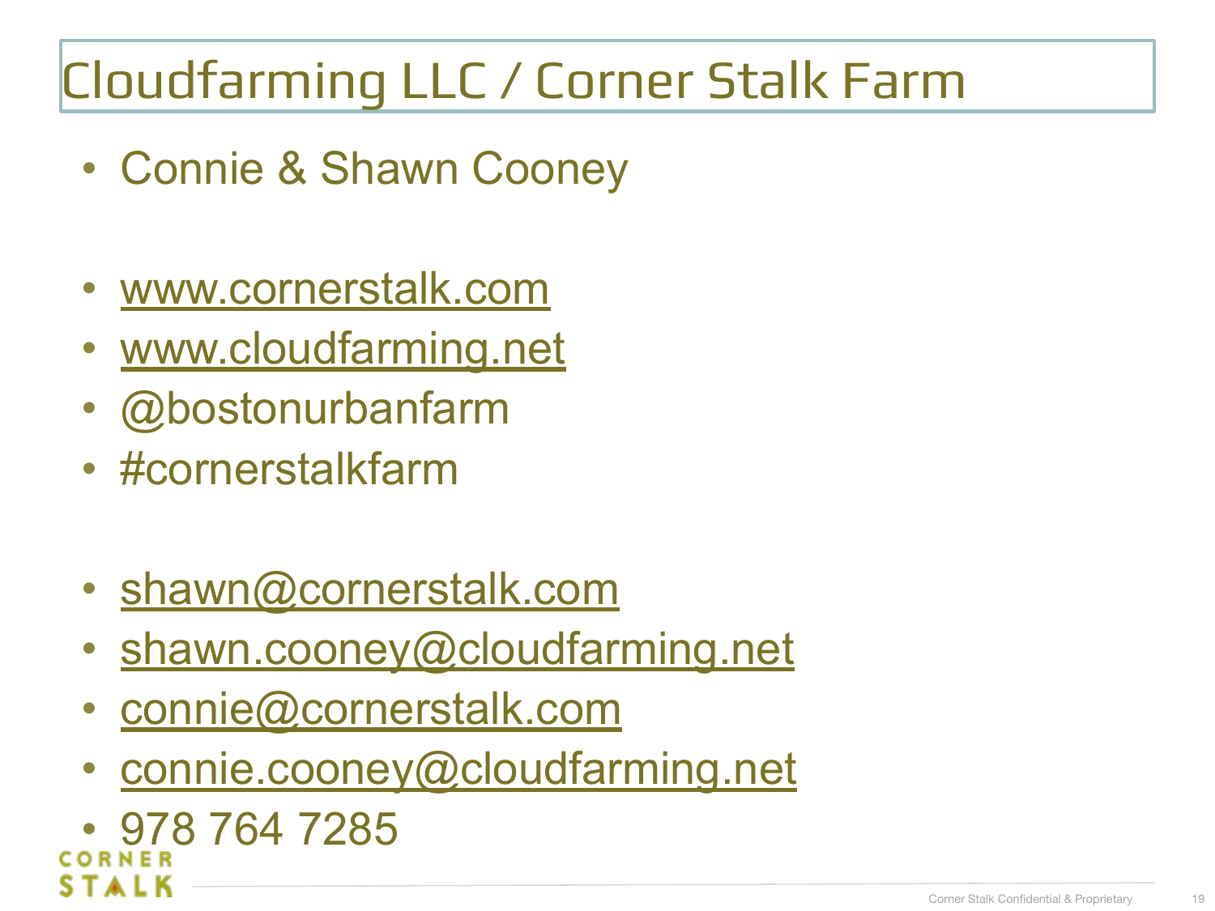# Cloudfarming LLC / Corner Stalk Farm

- Connie & Shawn Cooney

- www.cornerstalk.com
- www.cloudfarming.net
- @bostonurbanfarm
- #cornerstalkfarm

- shawn@cornerstalk.com
- shawn.cooney@cloudfarming.net
- connie@cornerstalk.com
- connie.cooney@cloudfarming.net
- 978 764 7285